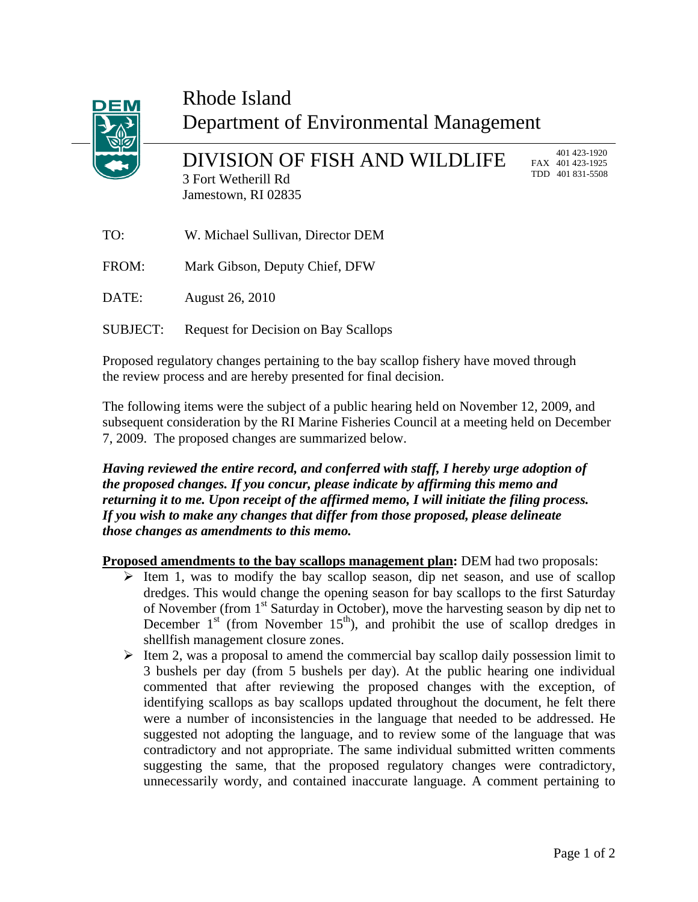# Rhode Island Department of Environmental Management

## DIVISION OF FISH AND WILDLIFE

3 Fort Wetherill Rd
Jamestown, RI 02835

401 423-1920
FAX 401 423-1925
TDD 401 831-5508

TO: W. Michael Sullivan, Director DEM

FROM: Mark Gibson, Deputy Chief, DFW

DATE: August 26, 2010

SUBJECT: Request for Decision on Bay Scallops

Proposed regulatory changes pertaining to the bay scallop fishery have moved through the review process and are hereby presented for final decision.

The following items were the subject of a public hearing held on November 12, 2009, and subsequent consideration by the RI Marine Fisheries Council at a meeting held on December 7, 2009. The proposed changes are summarized below.

***Having reviewed the entire record, and conferred with staff, I hereby urge adoption of the proposed changes. If you concur, please indicate by affirming this memo and returning it to me. Upon receipt of the affirmed memo, I will initiate the filing process. If you wish to make any changes that differ from those proposed, please delineate those changes as amendments to this memo.***

**<u>Proposed amendments to the bay scallops management plan</u>:** DEM had two proposals:

- Item 1, was to modify the bay scallop season, dip net season, and use of scallop dredges. This would change the opening season for bay scallops to the first Saturday of November (from 1st Saturday in October), move the harvesting season by dip net to December 1st (from November 15th), and prohibit the use of scallop dredges in shellfish management closure zones.
- Item 2, was a proposal to amend the commercial bay scallop daily possession limit to 3 bushels per day (from 5 bushels per day). At the public hearing one individual commented that after reviewing the proposed changes with the exception, of identifying scallops as bay scallops updated throughout the document, he felt there were a number of inconsistencies in the language that needed to be addressed. He suggested not adopting the language, and to review some of the language that was contradictory and not appropriate. The same individual submitted written comments suggesting the same, that the proposed regulatory changes were contradictory, unnecessarily wordy, and contained inaccurate language. A comment pertaining to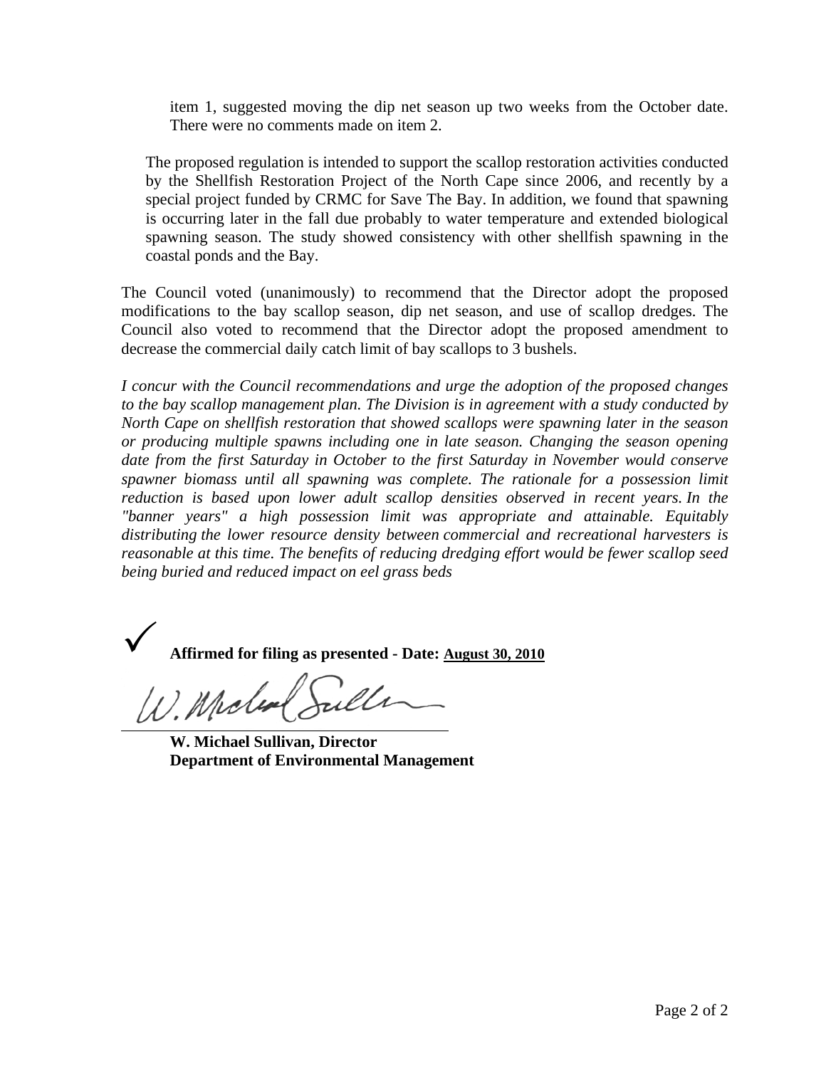item 1, suggested moving the dip net season up two weeks from the October date. There were no comments made on item 2.

The proposed regulation is intended to support the scallop restoration activities conducted by the Shellfish Restoration Project of the North Cape since 2006, and recently by a special project funded by CRMC for Save The Bay. In addition, we found that spawning is occurring later in the fall due probably to water temperature and extended biological spawning season. The study showed consistency with other shellfish spawning in the coastal ponds and the Bay.

The Council voted (unanimously) to recommend that the Director adopt the proposed modifications to the bay scallop season, dip net season, and use of scallop dredges. The Council also voted to recommend that the Director adopt the proposed amendment to decrease the commercial daily catch limit of bay scallops to 3 bushels.

*I concur with the Council recommendations and urge the adoption of the proposed changes to the bay scallop management plan. The Division is in agreement with a study conducted by North Cape on shellfish restoration that showed scallops were spawning later in the season or producing multiple spawns including one in late season. Changing the season opening date from the first Saturday in October to the first Saturday in November would conserve spawner biomass until all spawning was complete. The rationale for a possession limit reduction is based upon lower adult scallop densities observed in recent years. In the "banner years" a high possession limit was appropriate and attainable. Equitably distributing the lower resource density between commercial and recreational harvesters is reasonable at this time. The benefits of reducing dredging effort would be fewer scallop seed being buried and reduced impact on eel grass beds*

✓ **Affirmed for filing as presented - Date: August 30, 2010**

W. Michael Sullivan

**W. Michael Sullivan, Director**
**Department of Environmental Management**